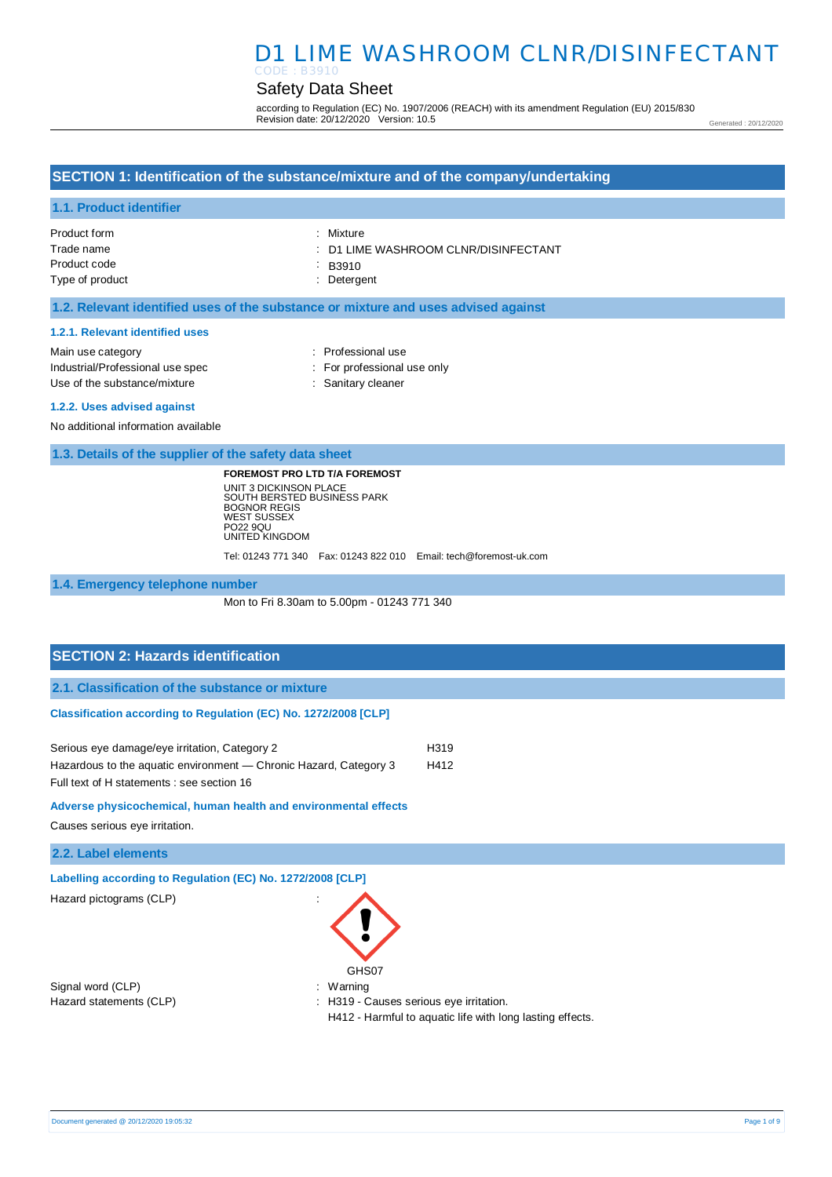# D1 LIME WASHROOM CLNR/DISINFECTANT

CODE : B3910

## Safety Data Sheet

according to Regulation (EC) No. 1907/2006 (REACH) with its amendment Regulation (EU) 2015/830
Revision date: 20/12/2020 Version: 10.5

Generated : 20/12/2020

## SECTION 1: Identification of the substance/mixture and of the company/undertaking

### 1.1. Product identifier

| | |
|---|---|
| Product form | : Mixture |
| Trade name | : D1 LIME WASHROOM CLNR/DISINFECTANT |
| Product code | : B3910 |
| Type of product | : Detergent |

### 1.2. Relevant identified uses of the substance or mixture and uses advised against

#### 1.2.1. Relevant identified uses

| | |
|---|---|
| Main use category | : Professional use |
| Industrial/Professional use spec | : For professional use only |
| Use of the substance/mixture | : Sanitary cleaner |

#### 1.2.2. Uses advised against

No additional information available

### 1.3. Details of the supplier of the safety data sheet

**FOREMOST PRO LTD T/A FOREMOST**
UNIT 3 DICKINSON PLACE
SOUTH BERSTED BUSINESS PARK
BOGNOR REGIS
WEST SUSSEX
PO22 9QU
UNITED KINGDOM

Tel: 01243 771 340 Fax: 01243 822 010 Email: tech@foremost-uk.com

### 1.4. Emergency telephone number

Mon to Fri 8.30am to 5.00pm - 01243 771 340

## SECTION 2: Hazards identification

### 2.1. Classification of the substance or mixture

#### Classification according to Regulation (EC) No. 1272/2008 [CLP]

| | |
|---|---|
| Serious eye damage/eye irritation, Category 2 | H319 |
| Hazardous to the aquatic environment — Chronic Hazard, Category 3 | H412 |

Full text of H statements : see section 16

#### Adverse physicochemical, human health and environmental effects

Causes serious eye irritation.

### 2.2. Label elements

#### Labelling according to Regulation (EC) No. 1272/2008 [CLP]

Hazard pictograms (CLP) :

GHS07

| | |
|---|---|
| Signal word (CLP) | : Warning |
| Hazard statements (CLP) | : H319 - Causes serious eye irritation.<br>H412 - Harmful to aquatic life with long lasting effects. |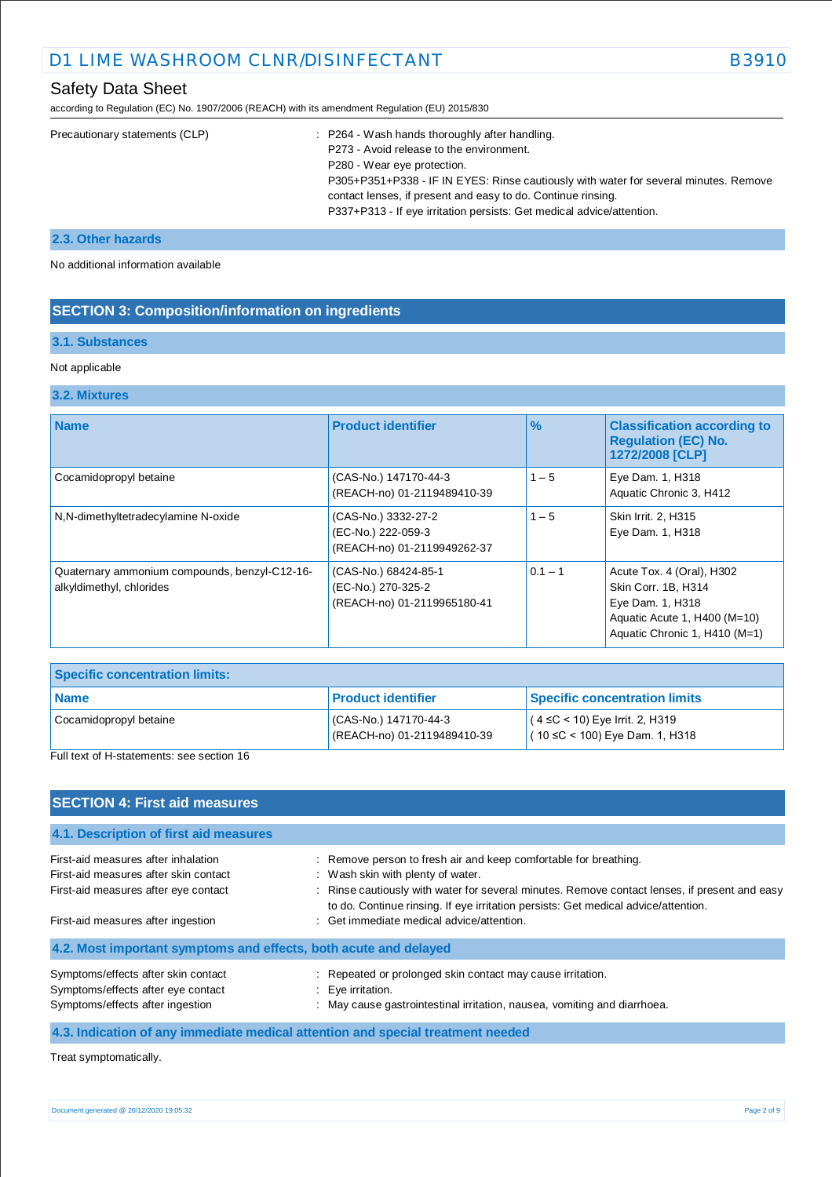Precautionary statements (CLP) : P264 - Wash hands thoroughly after handling.
P273 - Avoid release to the environment.
P280 - Wear eye protection.
P305+P351+P338 - IF IN EYES: Rinse cautiously with water for several minutes. Remove contact lenses, if present and easy to do. Continue rinsing.
P337+P313 - If eye irritation persists: Get medical advice/attention.

### 2.3. Other hazards

No additional information available

## SECTION 3: Composition/information on ingredients

### 3.1. Substances

Not applicable

### 3.2. Mixtures

| Name | Product identifier | % | Classification according to Regulation (EC) No. 1272/2008 [CLP] |
|---|---|---|---|
| Cocamidopropyl betaine | (CAS-No.) 147170-44-3<br>(REACH-no) 01-2119489410-39 | 1 – 5 | Eye Dam. 1, H318<br>Aquatic Chronic 3, H412 |
| N,N-dimethyltetradecylamine N-oxide | (CAS-No.) 3332-27-2<br>(EC-No.) 222-059-3<br>(REACH-no) 01-2119949262-37 | 1 – 5 | Skin Irrit. 2, H315<br>Eye Dam. 1, H318 |
| Quaternary ammonium compounds, benzyl-C12-16-alkyldimethyl, chlorides | (CAS-No.) 68424-85-1<br>(EC-No.) 270-325-2<br>(REACH-no) 01-2119965180-41 | 0.1 – 1 | Acute Tox. 4 (Oral), H302<br>Skin Corr. 1B, H314<br>Eye Dam. 1, H318<br>Aquatic Acute 1, H400 (M=10)<br>Aquatic Chronic 1, H410 (M=1) |

| Specific concentration limits: | | |
|---|---|---|
| **Name** | **Product identifier** | **Specific concentration limits** |
| Cocamidopropyl betaine | (CAS-No.) 147170-44-3<br>(REACH-no) 01-2119489410-39 | ( 4 ≤C < 10) Eye Irrit. 2, H319<br>( 10 ≤C < 100) Eye Dam. 1, H318 |

Full text of H-statements: see section 16

## SECTION 4: First aid measures

### 4.1. Description of first aid measures

First-aid measures after inhalation : Remove person to fresh air and keep comfortable for breathing.
First-aid measures after skin contact : Wash skin with plenty of water.
First-aid measures after eye contact : Rinse cautiously with water for several minutes. Remove contact lenses, if present and easy to do. Continue rinsing. If eye irritation persists: Get medical advice/attention.
First-aid measures after ingestion : Get immediate medical advice/attention.

### 4.2. Most important symptoms and effects, both acute and delayed

Symptoms/effects after skin contact : Repeated or prolonged skin contact may cause irritation.
Symptoms/effects after eye contact : Eye irritation.
Symptoms/effects after ingestion : May cause gastrointestinal irritation, nausea, vomiting and diarrhoea.

### 4.3. Indication of any immediate medical attention and special treatment needed

Treat symptomatically.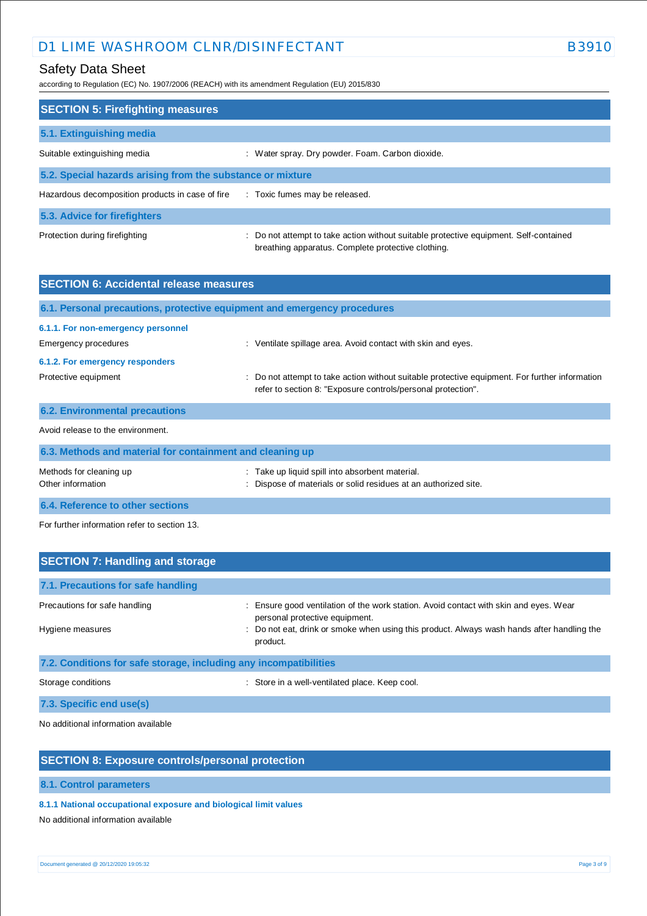## SECTION 5: Firefighting measures

### 5.1. Extinguishing media

| | |
|---|---|
| Suitable extinguishing media | : Water spray. Dry powder. Foam. Carbon dioxide. |

### 5.2. Special hazards arising from the substance or mixture

| | |
|---|---|
| Hazardous decomposition products in case of fire | : Toxic fumes may be released. |

### 5.3. Advice for firefighters

| | |
|---|---|
| Protection during firefighting | : Do not attempt to take action without suitable protective equipment. Self-contained breathing apparatus. Complete protective clothing. |

## SECTION 6: Accidental release measures

### 6.1. Personal precautions, protective equipment and emergency procedures

#### 6.1.1. For non-emergency personnel

| | |
|---|---|
| Emergency procedures | : Ventilate spillage area. Avoid contact with skin and eyes. |

#### 6.1.2. For emergency responders

| | |
|---|---|
| Protective equipment | : Do not attempt to take action without suitable protective equipment. For further information refer to section 8: "Exposure controls/personal protection". |

### 6.2. Environmental precautions

Avoid release to the environment.

### 6.3. Methods and material for containment and cleaning up

| | |
|---|---|
| Methods for cleaning up | : Take up liquid spill into absorbent material. |
| Other information | : Dispose of materials or solid residues at an authorized site. |

### 6.4. Reference to other sections

For further information refer to section 13.

## SECTION 7: Handling and storage

### 7.1. Precautions for safe handling

| | |
|---|---|
| Precautions for safe handling | : Ensure good ventilation of the work station. Avoid contact with skin and eyes. Wear personal protective equipment. |
| Hygiene measures | : Do not eat, drink or smoke when using this product. Always wash hands after handling the product. |

### 7.2. Conditions for safe storage, including any incompatibilities

| | |
|---|---|
| Storage conditions | : Store in a well-ventilated place. Keep cool. |

### 7.3. Specific end use(s)

No additional information available

## SECTION 8: Exposure controls/personal protection

### 8.1. Control parameters

#### 8.1.1 National occupational exposure and biological limit values

No additional information available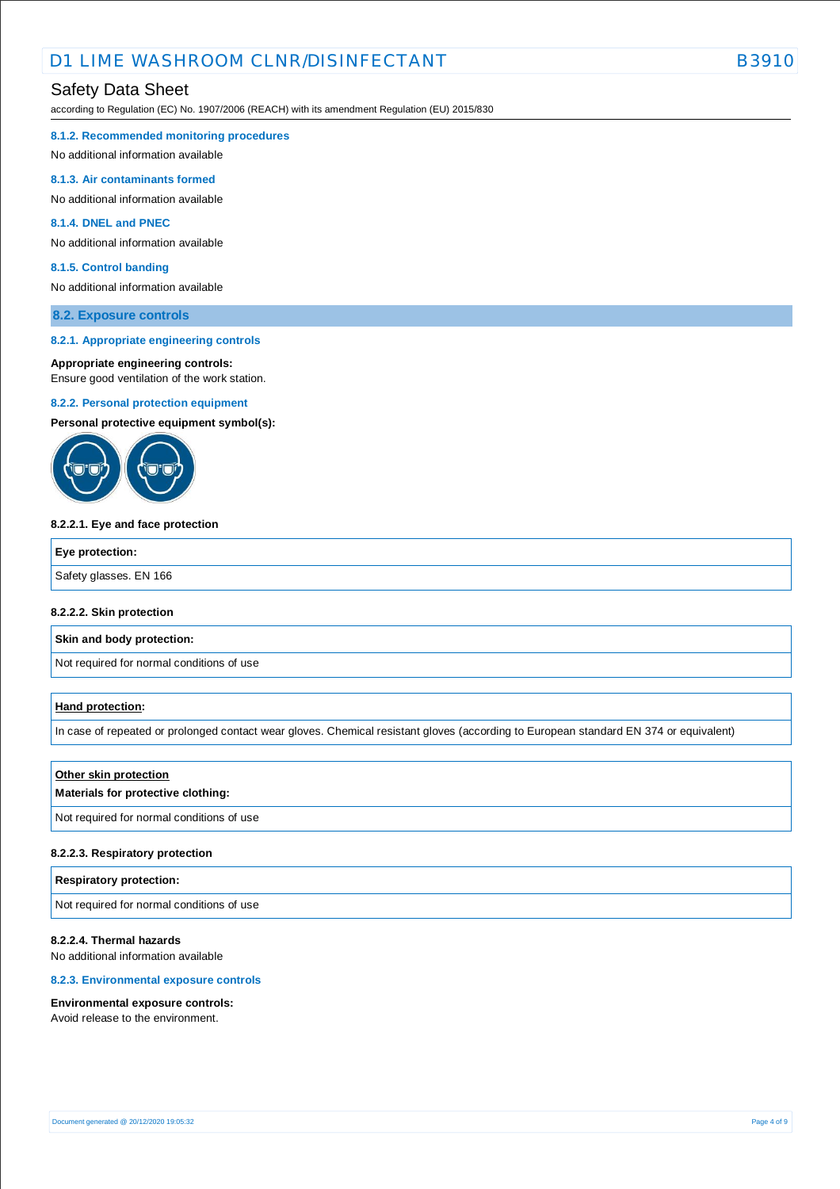#### 8.1.2. Recommended monitoring procedures

No additional information available

#### 8.1.3. Air contaminants formed

No additional information available

#### 8.1.4. DNEL and PNEC

No additional information available

#### 8.1.5. Control banding

No additional information available

## 8.2. Exposure controls

#### 8.2.1. Appropriate engineering controls

**Appropriate engineering controls:**
Ensure good ventilation of the work station.

#### 8.2.2. Personal protection equipment

**Personal protective equipment symbol(s):**

**8.2.2.1. Eye and face protection**

| **Eye protection:** |
| --- |
| Safety glasses. EN 166 |

**8.2.2.2. Skin protection**

| **Skin and body protection:** |
| --- |
| Not required for normal conditions of use |

| **Hand protection:** |
| --- |
| In case of repeated or prolonged contact wear gloves. Chemical resistant gloves (according to European standard EN 374 or equivalent) |

| **Other skin protection** **Materials for protective clothing:** |
| --- |
| Not required for normal conditions of use |

**8.2.2.3. Respiratory protection**

| **Respiratory protection:** |
| --- |
| Not required for normal conditions of use |

**8.2.2.4. Thermal hazards**
No additional information available

#### 8.2.3. Environmental exposure controls

**Environmental exposure controls:**
Avoid release to the environment.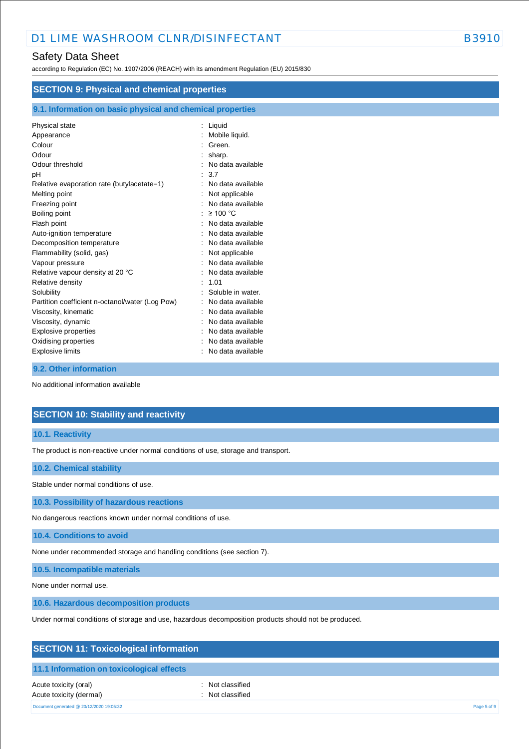## SECTION 9: Physical and chemical properties

### 9.1. Information on basic physical and chemical properties

| | | |
|---|---|---|
| Physical state | : | Liquid |
| Appearance | : | Mobile liquid. |
| Colour | : | Green. |
| Odour | : | sharp. |
| Odour threshold | : | No data available |
| pH | : | 3.7 |
| Relative evaporation rate (butylacetate=1) | : | No data available |
| Melting point | : | Not applicable |
| Freezing point | : | No data available |
| Boiling point | : | ≥ 100 °C |
| Flash point | : | No data available |
| Auto-ignition temperature | : | No data available |
| Decomposition temperature | : | No data available |
| Flammability (solid, gas) | : | Not applicable |
| Vapour pressure | : | No data available |
| Relative vapour density at 20 °C | : | No data available |
| Relative density | : | 1.01 |
| Solubility | : | Soluble in water. |
| Partition coefficient n-octanol/water (Log Pow) | : | No data available |
| Viscosity, kinematic | : | No data available |
| Viscosity, dynamic | : | No data available |
| Explosive properties | : | No data available |
| Oxidising properties | : | No data available |
| Explosive limits | : | No data available |

### 9.2. Other information

No additional information available

## SECTION 10: Stability and reactivity

### 10.1. Reactivity

The product is non-reactive under normal conditions of use, storage and transport.

### 10.2. Chemical stability

Stable under normal conditions of use.

### 10.3. Possibility of hazardous reactions

No dangerous reactions known under normal conditions of use.

### 10.4. Conditions to avoid

None under recommended storage and handling conditions (see section 7).

### 10.5. Incompatible materials

None under normal use.

### 10.6. Hazardous decomposition products

Under normal conditions of storage and use, hazardous decomposition products should not be produced.

## SECTION 11: Toxicological information

### 11.1 Information on toxicological effects

| | | |
|---|---|---|
| Acute toxicity (oral) | : | Not classified |
| Acute toxicity (dermal) | : | Not classified |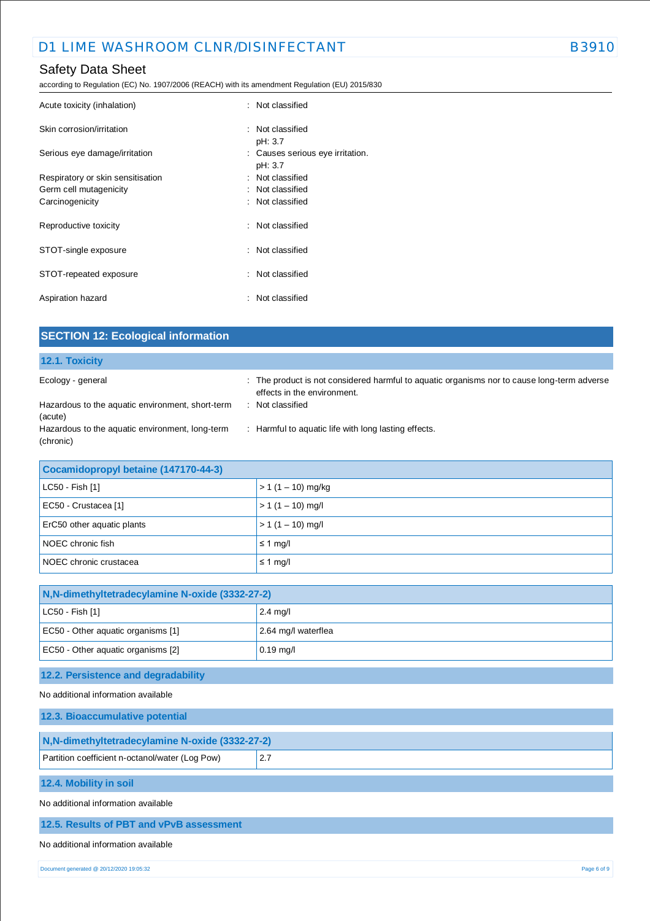| | | |
|---|---|---|
| Acute toxicity (inhalation) | : | Not classified |
| Skin corrosion/irritation | : | Not classified<br>pH: 3.7 |
| Serious eye damage/irritation | : | Causes serious eye irritation.<br>pH: 3.7 |
| Respiratory or skin sensitisation | : | Not classified |
| Germ cell mutagenicity | : | Not classified |
| Carcinogenicity | : | Not classified |
| Reproductive toxicity | : | Not classified |
| STOT-single exposure | : | Not classified |
| STOT-repeated exposure | : | Not classified |
| Aspiration hazard | : | Not classified |

## SECTION 12: Ecological information

### 12.1. Toxicity

| | | |
|---|---|---|
| Ecology - general | : | The product is not considered harmful to aquatic organisms nor to cause long-term adverse effects in the environment. |
| Hazardous to the aquatic environment, short-term (acute) | : | Not classified |
| Hazardous to the aquatic environment, long-term (chronic) | : | Harmful to aquatic life with long lasting effects. |

| Cocamidopropyl betaine (147170-44-3) | |
|---|---|
| LC50 - Fish [1] | > 1 (1 – 10) mg/kg |
| EC50 - Crustacea [1] | > 1 (1 – 10) mg/l |
| ErC50 other aquatic plants | > 1 (1 – 10) mg/l |
| NOEC chronic fish | ≤ 1 mg/l |
| NOEC chronic crustacea | ≤ 1 mg/l |

| N,N-dimethyltetradecylamine N-oxide (3332-27-2) | |
|---|---|
| LC50 - Fish [1] | 2.4 mg/l |
| EC50 - Other aquatic organisms [1] | 2.64 mg/l waterflea |
| EC50 - Other aquatic organisms [2] | 0.19 mg/l |

### 12.2. Persistence and degradability

No additional information available

### 12.3. Bioaccumulative potential

| N,N-dimethyltetradecylamine N-oxide (3332-27-2) | |
|---|---|
| Partition coefficient n-octanol/water (Log Pow) | 2.7 |

### 12.4. Mobility in soil

No additional information available

### 12.5. Results of PBT and vPvB assessment

No additional information available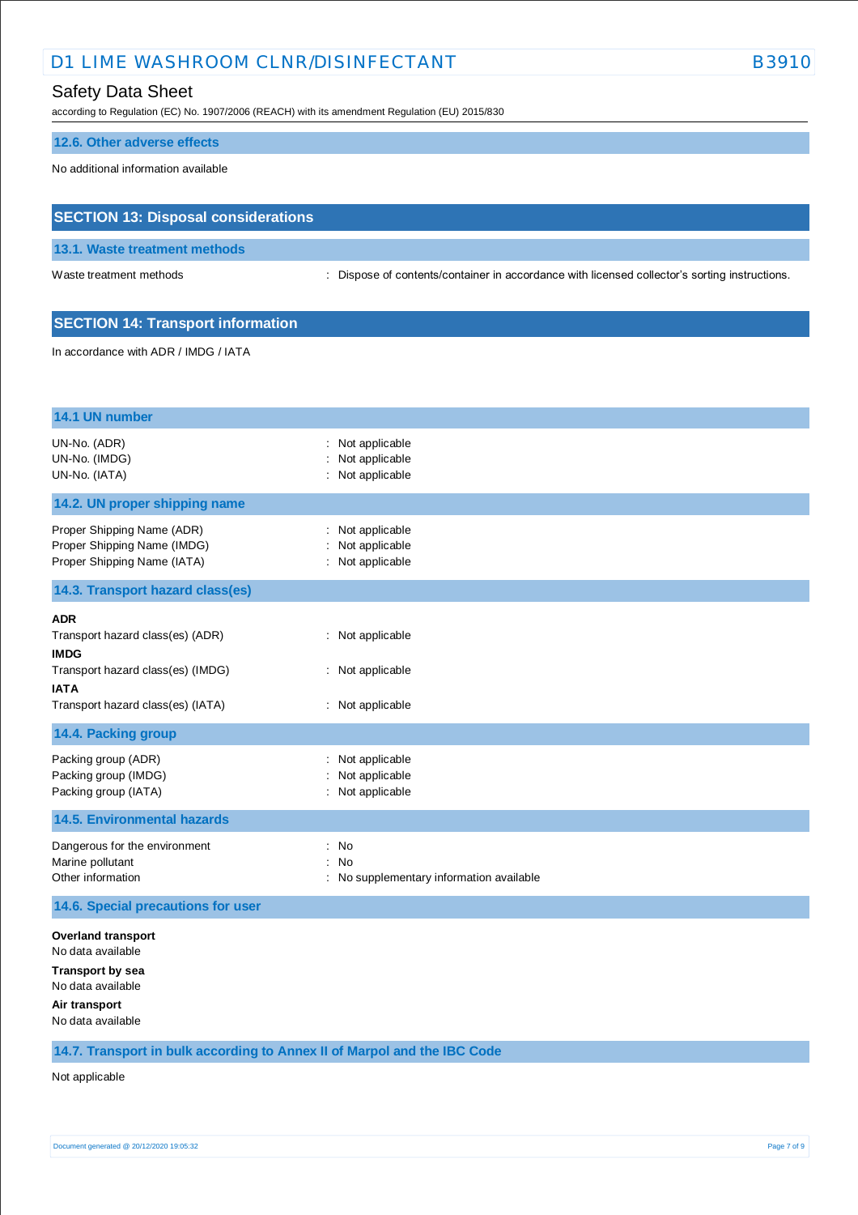### 12.6. Other adverse effects

No additional information available

## SECTION 13: Disposal considerations

### 13.1. Waste treatment methods

| | |
|---|---|
| Waste treatment methods | : Dispose of contents/container in accordance with licensed collector's sorting instructions. |

## SECTION 14: Transport information

In accordance with ADR / IMDG / IATA

### 14.1 UN number

| | |
|---|---|
| UN-No. (ADR) | : Not applicable |
| UN-No. (IMDG) | : Not applicable |
| UN-No. (IATA) | : Not applicable |

### 14.2. UN proper shipping name

| | |
|---|---|
| Proper Shipping Name (ADR) | : Not applicable |
| Proper Shipping Name (IMDG) | : Not applicable |
| Proper Shipping Name (IATA) | : Not applicable |

### 14.3. Transport hazard class(es)

**ADR**

| | |
|---|---|
| Transport hazard class(es) (ADR) | : Not applicable |

**IMDG**

| | |
|---|---|
| Transport hazard class(es) (IMDG) | : Not applicable |

**IATA**

| | |
|---|---|
| Transport hazard class(es) (IATA) | : Not applicable |

### 14.4. Packing group

| | |
|---|---|
| Packing group (ADR) | : Not applicable |
| Packing group (IMDG) | : Not applicable |
| Packing group (IATA) | : Not applicable |

### 14.5. Environmental hazards

| | |
|---|---|
| Dangerous for the environment | : No |
| Marine pollutant | : No |
| Other information | : No supplementary information available |

### 14.6. Special precautions for user

**Overland transport**

No data available

**Transport by sea**

No data available

**Air transport**

No data available

### 14.7. Transport in bulk according to Annex II of Marpol and the IBC Code

Not applicable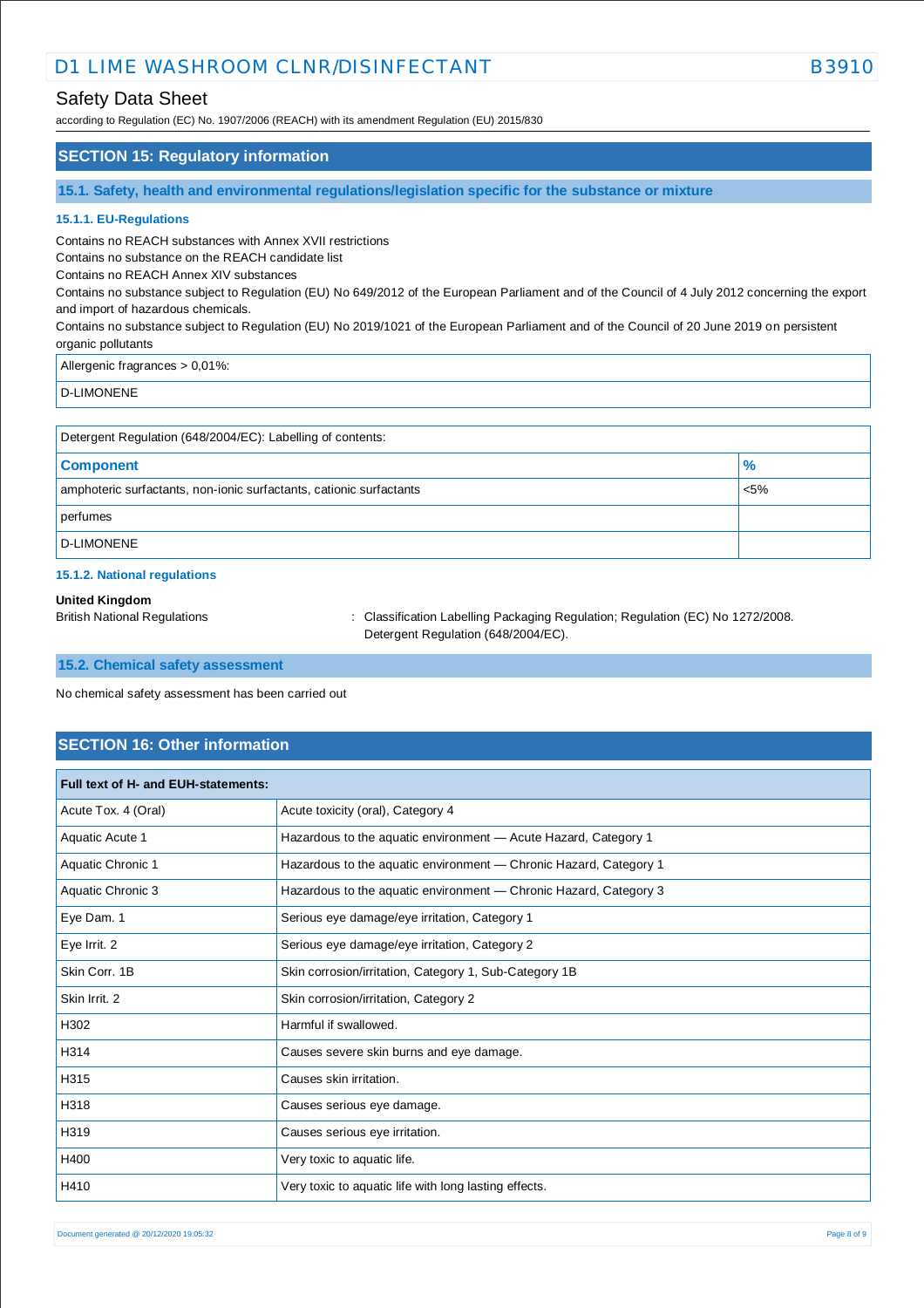## SECTION 15: Regulatory information

### 15.1. Safety, health and environmental regulations/legislation specific for the substance or mixture

#### 15.1.1. EU-Regulations

Contains no REACH substances with Annex XVII restrictions
Contains no substance on the REACH candidate list
Contains no REACH Annex XIV substances
Contains no substance subject to Regulation (EU) No 649/2012 of the European Parliament and of the Council of 4 July 2012 concerning the export and import of hazardous chemicals.
Contains no substance subject to Regulation (EU) No 2019/1021 of the European Parliament and of the Council of 20 June 2019 on persistent organic pollutants

| Allergenic fragrances > 0,01%: |
|---|
| D-LIMONENE |

| Detergent Regulation (648/2004/EC): Labelling of contents: | |
|---|---|
| **Component** | **%** |
| amphoteric surfactants, non-ionic surfactants, cationic surfactants | <5% |
| perfumes | |
| D-LIMONENE | |

#### 15.1.2. National regulations

**United Kingdom**

British National Regulations : Classification Labelling Packaging Regulation; Regulation (EC) No 1272/2008. Detergent Regulation (648/2004/EC).

### 15.2. Chemical safety assessment

No chemical safety assessment has been carried out

## SECTION 16: Other information

| Full text of H- and EUH-statements: | |
|---|---|
| Acute Tox. 4 (Oral) | Acute toxicity (oral), Category 4 |
| Aquatic Acute 1 | Hazardous to the aquatic environment — Acute Hazard, Category 1 |
| Aquatic Chronic 1 | Hazardous to the aquatic environment — Chronic Hazard, Category 1 |
| Aquatic Chronic 3 | Hazardous to the aquatic environment — Chronic Hazard, Category 3 |
| Eye Dam. 1 | Serious eye damage/eye irritation, Category 1 |
| Eye Irrit. 2 | Serious eye damage/eye irritation, Category 2 |
| Skin Corr. 1B | Skin corrosion/irritation, Category 1, Sub-Category 1B |
| Skin Irrit. 2 | Skin corrosion/irritation, Category 2 |
| H302 | Harmful if swallowed. |
| H314 | Causes severe skin burns and eye damage. |
| H315 | Causes skin irritation. |
| H318 | Causes serious eye damage. |
| H319 | Causes serious eye irritation. |
| H400 | Very toxic to aquatic life. |
| H410 | Very toxic to aquatic life with long lasting effects. |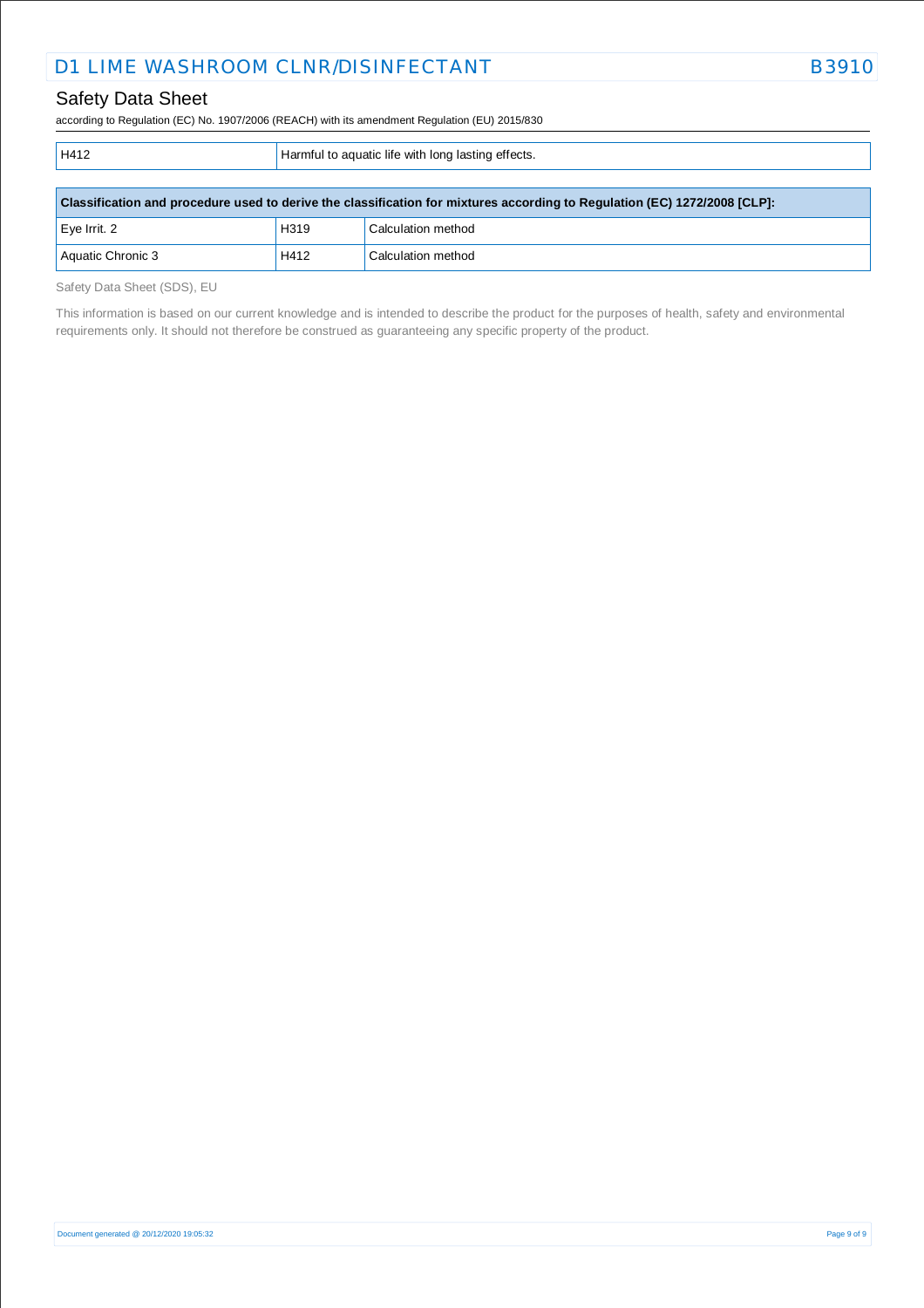| | |
|---|---|
| H412 | Harmful to aquatic life with long lasting effects. |

| Classification and procedure used to derive the classification for mixtures according to Regulation (EC) 1272/2008 [CLP]: | | |
|---|---|---|
| Eye Irrit. 2 | H319 | Calculation method |
| Aquatic Chronic 3 | H412 | Calculation method |

Safety Data Sheet (SDS), EU

This information is based on our current knowledge and is intended to describe the product for the purposes of health, safety and environmental requirements only. It should not therefore be construed as guaranteeing any specific property of the product.